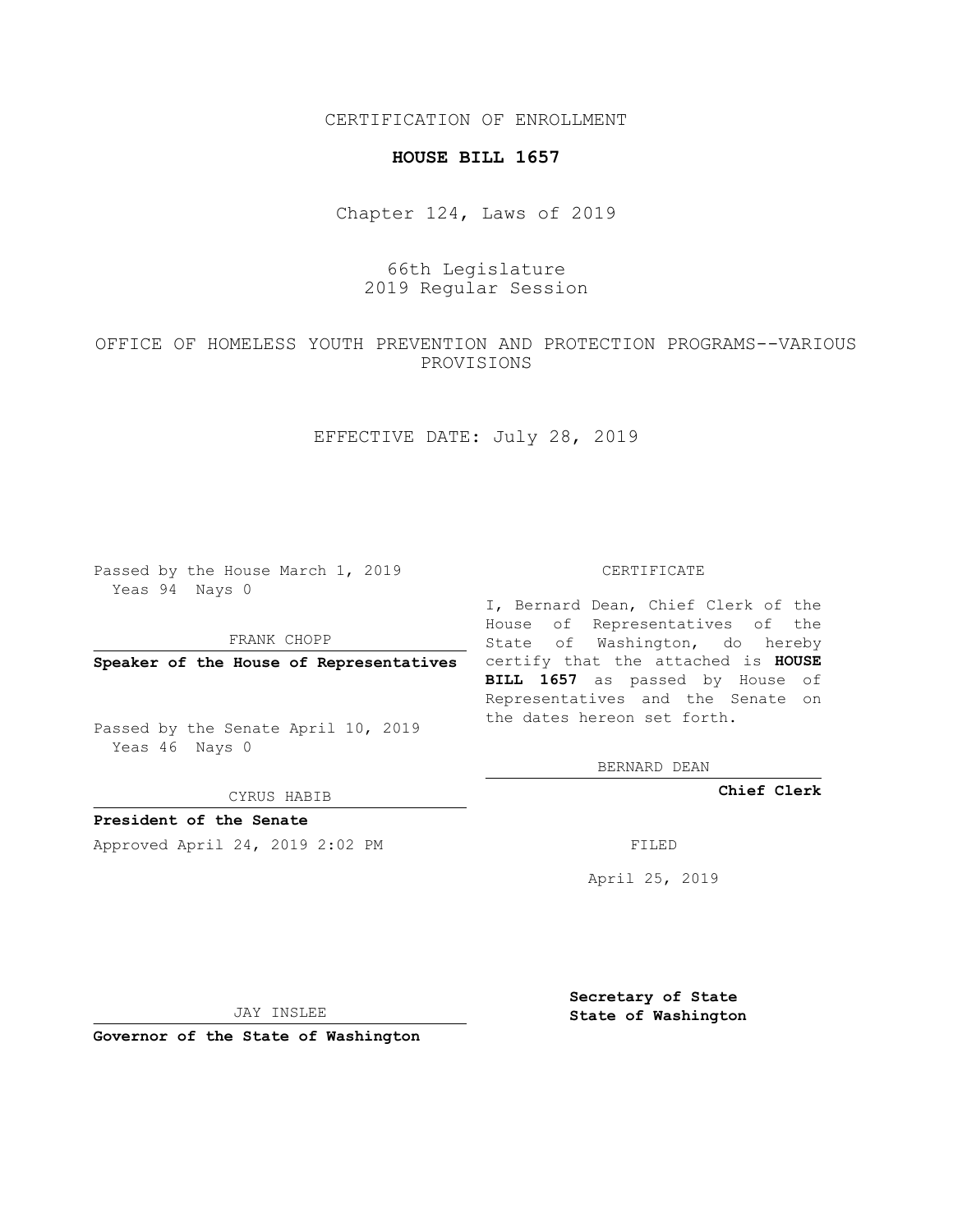CERTIFICATION OF ENROLLMENT

**HOUSE BILL 1657**

Chapter 124, Laws of 2019

66th Legislature
2019 Regular Session

OFFICE OF HOMELESS YOUTH PREVENTION AND PROTECTION PROGRAMS--VARIOUS PROVISIONS

EFFECTIVE DATE: July 28, 2019

Passed by the House March 1, 2019
Yeas 94 Nays 0

FRANK CHOPP

**Speaker of the House of Representatives**

Passed by the Senate April 10, 2019
Yeas 46 Nays 0

CYRUS HABIB

**President of the Senate**

Approved April 24, 2019 2:02 PM

JAY INSLEE

**Governor of the State of Washington**

CERTIFICATE

I, Bernard Dean, Chief Clerk of the House of Representatives of the State of Washington, do hereby certify that the attached is **HOUSE BILL 1657** as passed by House of Representatives and the Senate on the dates hereon set forth.

BERNARD DEAN

**Chief Clerk**

FILED

April 25, 2019

**Secretary of State**
**State of Washington**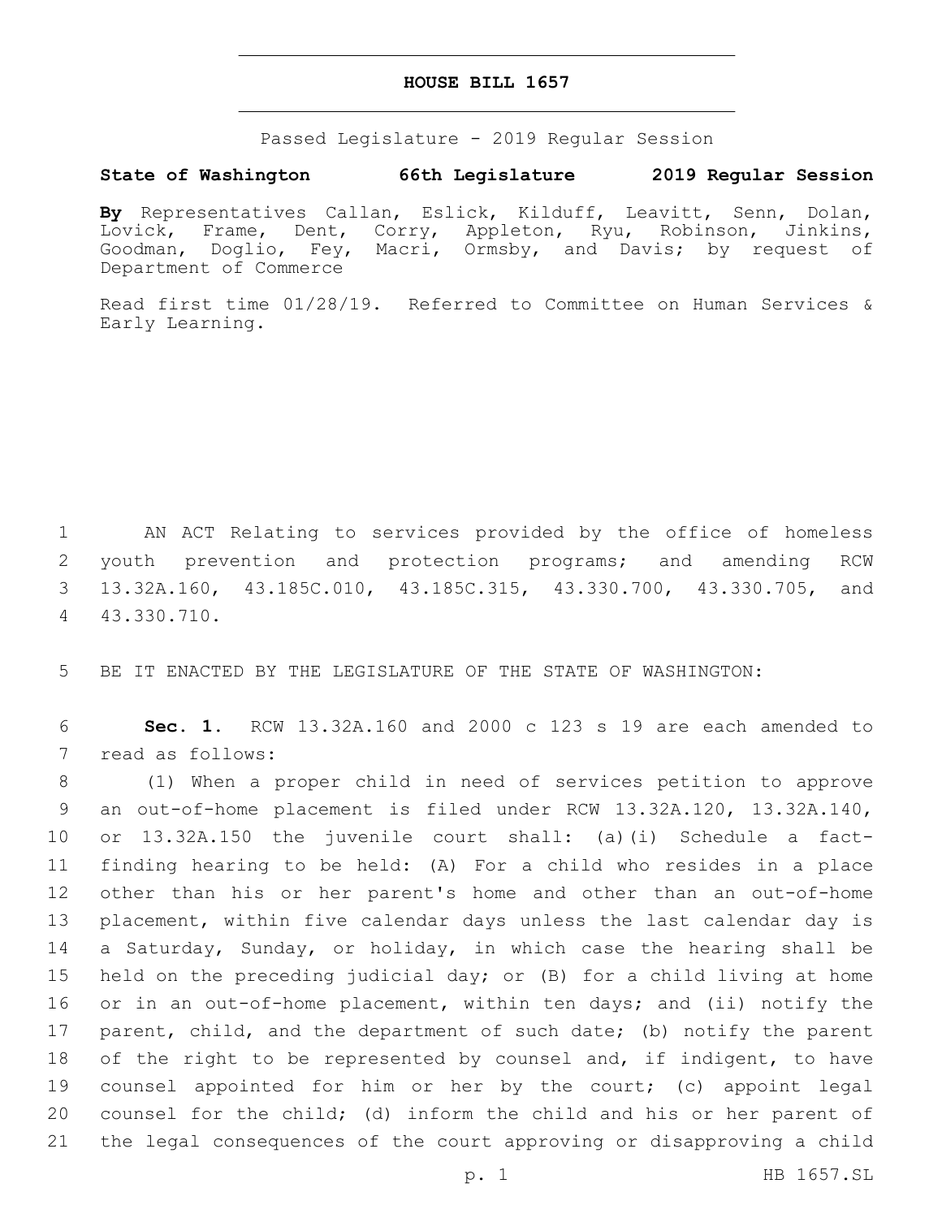# HOUSE BILL 1657

Passed Legislature - 2019 Regular Session

**State of Washington 66th Legislature 2019 Regular Session**

**By** Representatives Callan, Eslick, Kilduff, Leavitt, Senn, Dolan, Lovick, Frame, Dent, Corry, Appleton, Ryu, Robinson, Jinkins, Goodman, Doglio, Fey, Macri, Ormsby, and Davis; by request of Department of Commerce

Read first time 01/28/19. Referred to Committee on Human Services & Early Learning.

AN ACT Relating to services provided by the office of homeless youth prevention and protection programs; and amending RCW 13.32A.160, 43.185C.010, 43.185C.315, 43.330.700, 43.330.705, and 43.330.710.

BE IT ENACTED BY THE LEGISLATURE OF THE STATE OF WASHINGTON:

**Sec. 1.** RCW 13.32A.160 and 2000 c 123 s 19 are each amended to read as follows:

(1) When a proper child in need of services petition to approve an out-of-home placement is filed under RCW 13.32A.120, 13.32A.140, or 13.32A.150 the juvenile court shall: (a)(i) Schedule a fact-finding hearing to be held: (A) For a child who resides in a place other than his or her parent's home and other than an out-of-home placement, within five calendar days unless the last calendar day is a Saturday, Sunday, or holiday, in which case the hearing shall be held on the preceding judicial day; or (B) for a child living at home or in an out-of-home placement, within ten days; and (ii) notify the parent, child, and the department of such date; (b) notify the parent of the right to be represented by counsel and, if indigent, to have counsel appointed for him or her by the court; (c) appoint legal counsel for the child; (d) inform the child and his or her parent of the legal consequences of the court approving or disapproving a child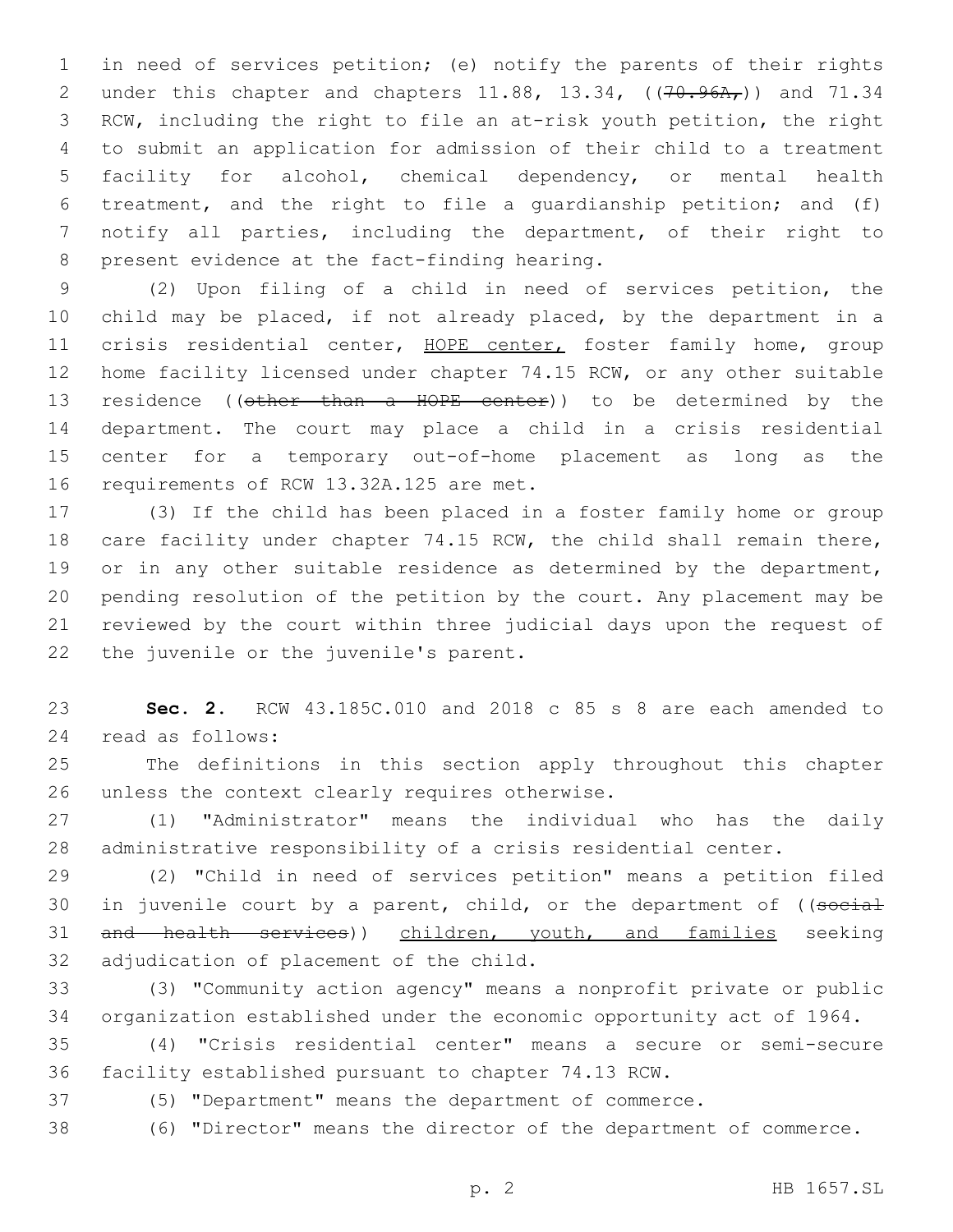in need of services petition; (e) notify the parents of their rights under this chapter and chapters 11.88, 13.34, ((~~70.96A,~~)) and 71.34 RCW, including the right to file an at-risk youth petition, the right to submit an application for admission of their child to a treatment facility for alcohol, chemical dependency, or mental health treatment, and the right to file a guardianship petition; and (f) notify all parties, including the department, of their right to present evidence at the fact-finding hearing.

(2) Upon filing of a child in need of services petition, the child may be placed, if not already placed, by the department in a crisis residential center, <u>HOPE center,</u> foster family home, group home facility licensed under chapter 74.15 RCW, or any other suitable residence ((~~other than a HOPE center~~)) to be determined by the department. The court may place a child in a crisis residential center for a temporary out-of-home placement as long as the requirements of RCW 13.32A.125 are met.

(3) If the child has been placed in a foster family home or group care facility under chapter 74.15 RCW, the child shall remain there, or in any other suitable residence as determined by the department, pending resolution of the petition by the court. Any placement may be reviewed by the court within three judicial days upon the request of the juvenile or the juvenile's parent.

**Sec. 2.** RCW 43.185C.010 and 2018 c 85 s 8 are each amended to read as follows:

The definitions in this section apply throughout this chapter unless the context clearly requires otherwise.

(1) "Administrator" means the individual who has the daily administrative responsibility of a crisis residential center.

(2) "Child in need of services petition" means a petition filed in juvenile court by a parent, child, or the department of ((~~social and health services~~)) <u>children, youth, and families</u> seeking adjudication of placement of the child.

(3) "Community action agency" means a nonprofit private or public organization established under the economic opportunity act of 1964.

(4) "Crisis residential center" means a secure or semi-secure facility established pursuant to chapter 74.13 RCW.

(5) "Department" means the department of commerce.

(6) "Director" means the director of the department of commerce.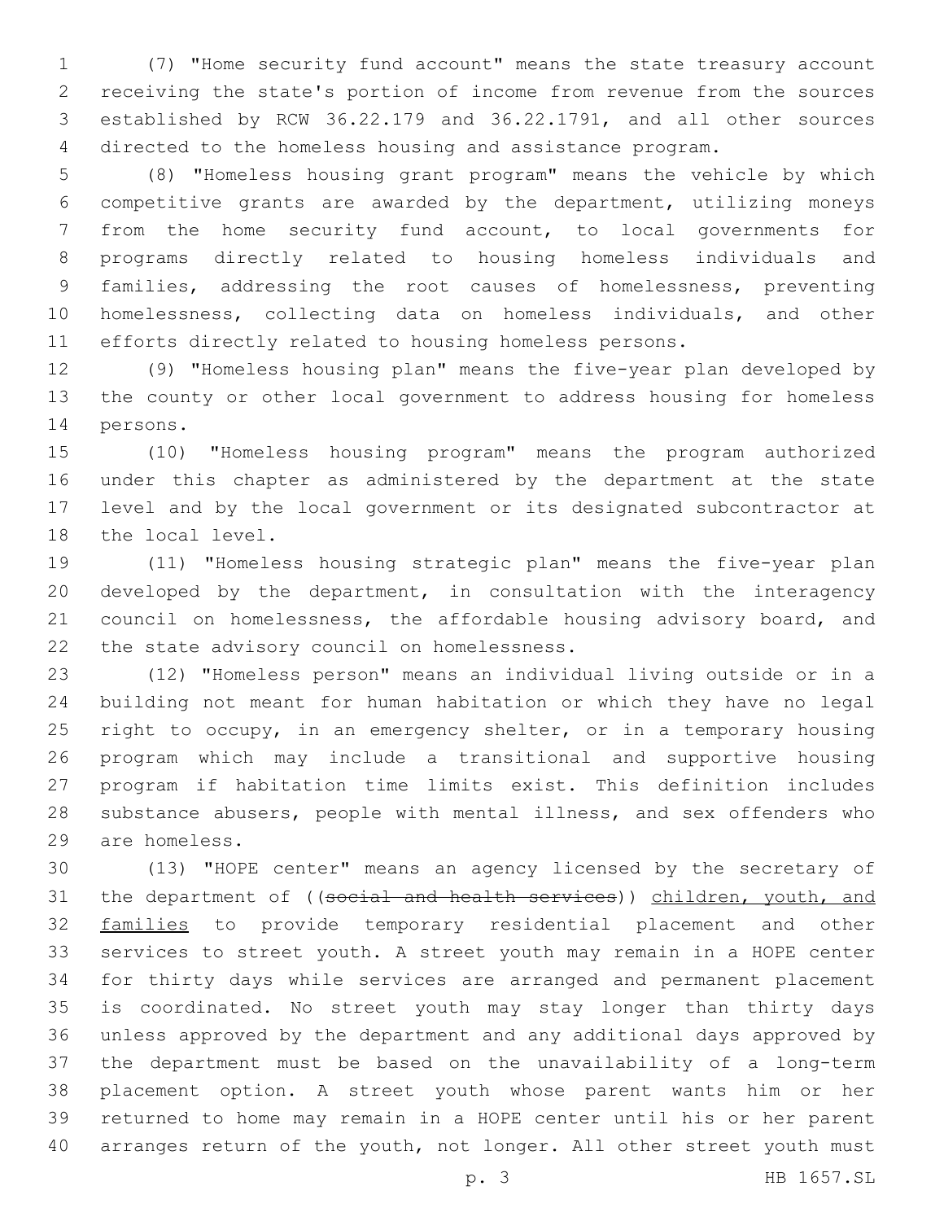(7) "Home security fund account" means the state treasury account receiving the state's portion of income from revenue from the sources established by RCW 36.22.179 and 36.22.1791, and all other sources directed to the homeless housing and assistance program.

(8) "Homeless housing grant program" means the vehicle by which competitive grants are awarded by the department, utilizing moneys from the home security fund account, to local governments for programs directly related to housing homeless individuals and families, addressing the root causes of homelessness, preventing homelessness, collecting data on homeless individuals, and other efforts directly related to housing homeless persons.

(9) "Homeless housing plan" means the five-year plan developed by the county or other local government to address housing for homeless persons.

(10) "Homeless housing program" means the program authorized under this chapter as administered by the department at the state level and by the local government or its designated subcontractor at the local level.

(11) "Homeless housing strategic plan" means the five-year plan developed by the department, in consultation with the interagency council on homelessness, the affordable housing advisory board, and the state advisory council on homelessness.

(12) "Homeless person" means an individual living outside or in a building not meant for human habitation or which they have no legal right to occupy, in an emergency shelter, or in a temporary housing program which may include a transitional and supportive housing program if habitation time limits exist. This definition includes substance abusers, people with mental illness, and sex offenders who are homeless.

(13) "HOPE center" means an agency licensed by the secretary of the department of ((~~social and health services~~)) children, youth, and families to provide temporary residential placement and other services to street youth. A street youth may remain in a HOPE center for thirty days while services are arranged and permanent placement is coordinated. No street youth may stay longer than thirty days unless approved by the department and any additional days approved by the department must be based on the unavailability of a long-term placement option. A street youth whose parent wants him or her returned to home may remain in a HOPE center until his or her parent arranges return of the youth, not longer. All other street youth must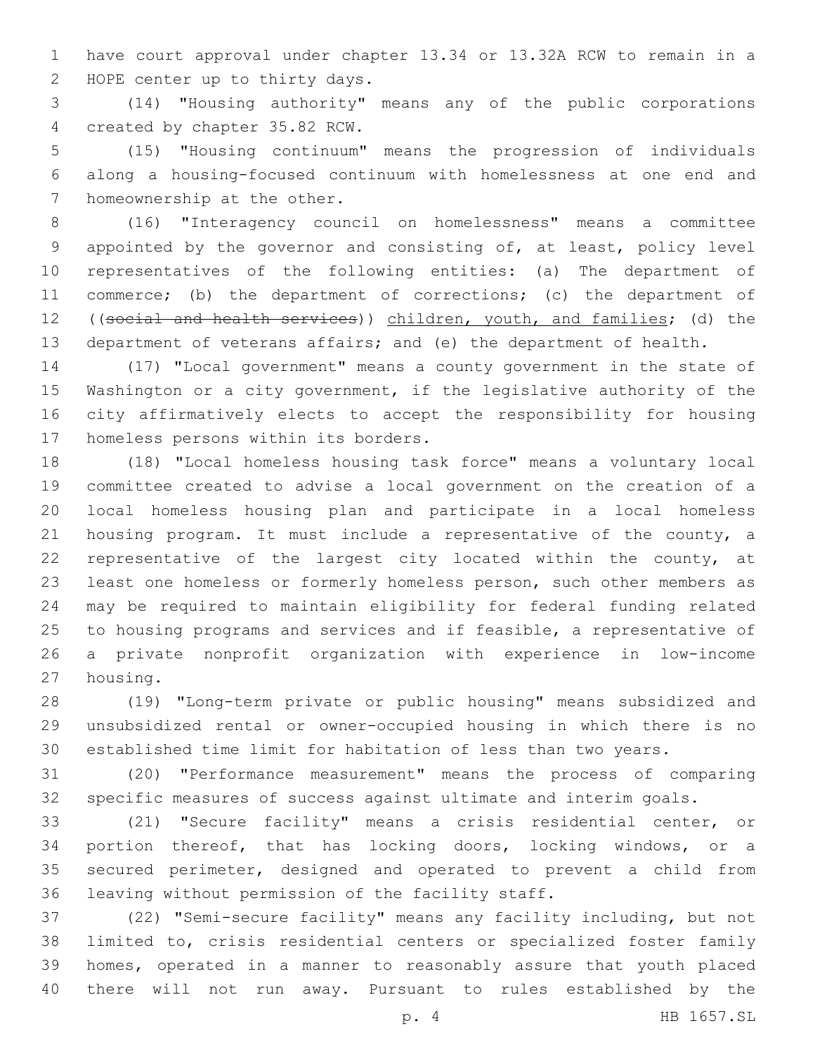have court approval under chapter 13.34 or 13.32A RCW to remain in a HOPE center up to thirty days.

(14) "Housing authority" means any of the public corporations created by chapter 35.82 RCW.

(15) "Housing continuum" means the progression of individuals along a housing-focused continuum with homelessness at one end and homeownership at the other.

(16) "Interagency council on homelessness" means a committee appointed by the governor and consisting of, at least, policy level representatives of the following entities: (a) The department of commerce; (b) the department of corrections; (c) the department of ((~~social and health services~~)) <u>children, youth, and families</u>; (d) the department of veterans affairs; and (e) the department of health.

(17) "Local government" means a county government in the state of Washington or a city government, if the legislative authority of the city affirmatively elects to accept the responsibility for housing homeless persons within its borders.

(18) "Local homeless housing task force" means a voluntary local committee created to advise a local government on the creation of a local homeless housing plan and participate in a local homeless housing program. It must include a representative of the county, a representative of the largest city located within the county, at least one homeless or formerly homeless person, such other members as may be required to maintain eligibility for federal funding related to housing programs and services and if feasible, a representative of a private nonprofit organization with experience in low-income housing.

(19) "Long-term private or public housing" means subsidized and unsubsidized rental or owner-occupied housing in which there is no established time limit for habitation of less than two years.

(20) "Performance measurement" means the process of comparing specific measures of success against ultimate and interim goals.

(21) "Secure facility" means a crisis residential center, or portion thereof, that has locking doors, locking windows, or a secured perimeter, designed and operated to prevent a child from leaving without permission of the facility staff.

(22) "Semi-secure facility" means any facility including, but not limited to, crisis residential centers or specialized foster family homes, operated in a manner to reasonably assure that youth placed there will not run away. Pursuant to rules established by the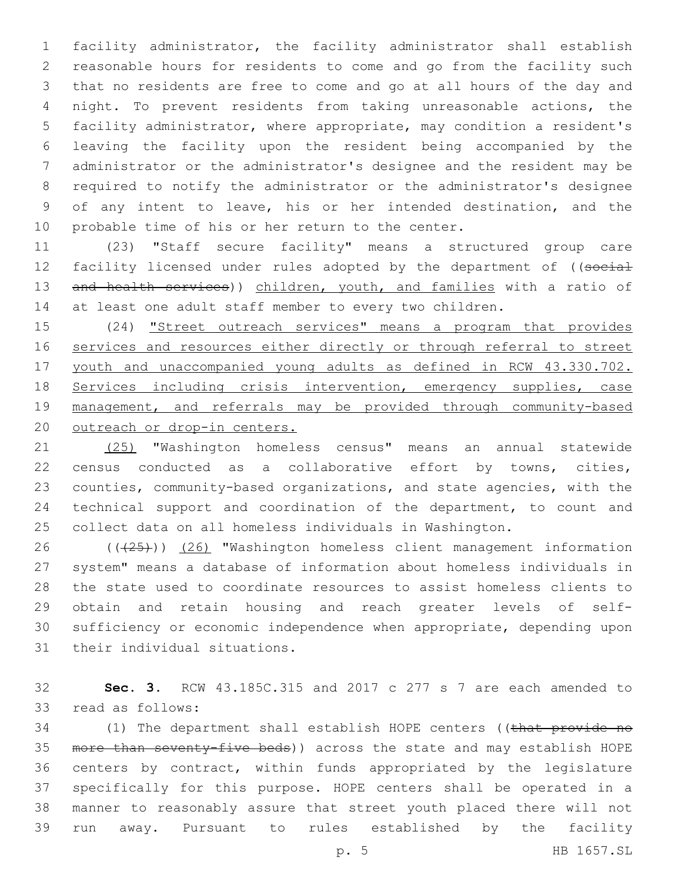facility administrator, the facility administrator shall establish reasonable hours for residents to come and go from the facility such that no residents are free to come and go at all hours of the day and night. To prevent residents from taking unreasonable actions, the facility administrator, where appropriate, may condition a resident's leaving the facility upon the resident being accompanied by the administrator or the administrator's designee and the resident may be required to notify the administrator or the administrator's designee of any intent to leave, his or her intended destination, and the probable time of his or her return to the center.

(23) "Staff secure facility" means a structured group care facility licensed under rules adopted by the department of ((~~social and health services~~)) children, youth, and families with a ratio of at least one adult staff member to every two children.

(24) "Street outreach services" means a program that provides services and resources either directly or through referral to street youth and unaccompanied young adults as defined in RCW 43.330.702. Services including crisis intervention, emergency supplies, case management, and referrals may be provided through community-based outreach or drop-in centers.

(25) "Washington homeless census" means an annual statewide census conducted as a collaborative effort by towns, cities, counties, community-based organizations, and state agencies, with the technical support and coordination of the department, to count and collect data on all homeless individuals in Washington.

((~~(25)~~)) (26) "Washington homeless client management information system" means a database of information about homeless individuals in the state used to coordinate resources to assist homeless clients to obtain and retain housing and reach greater levels of self-sufficiency or economic independence when appropriate, depending upon their individual situations.

**Sec. 3.** RCW 43.185C.315 and 2017 c 277 s 7 are each amended to read as follows:

(1) The department shall establish HOPE centers ((~~that provide no more than seventy-five beds~~)) across the state and may establish HOPE centers by contract, within funds appropriated by the legislature specifically for this purpose. HOPE centers shall be operated in a manner to reasonably assure that street youth placed there will not run away. Pursuant to rules established by the facility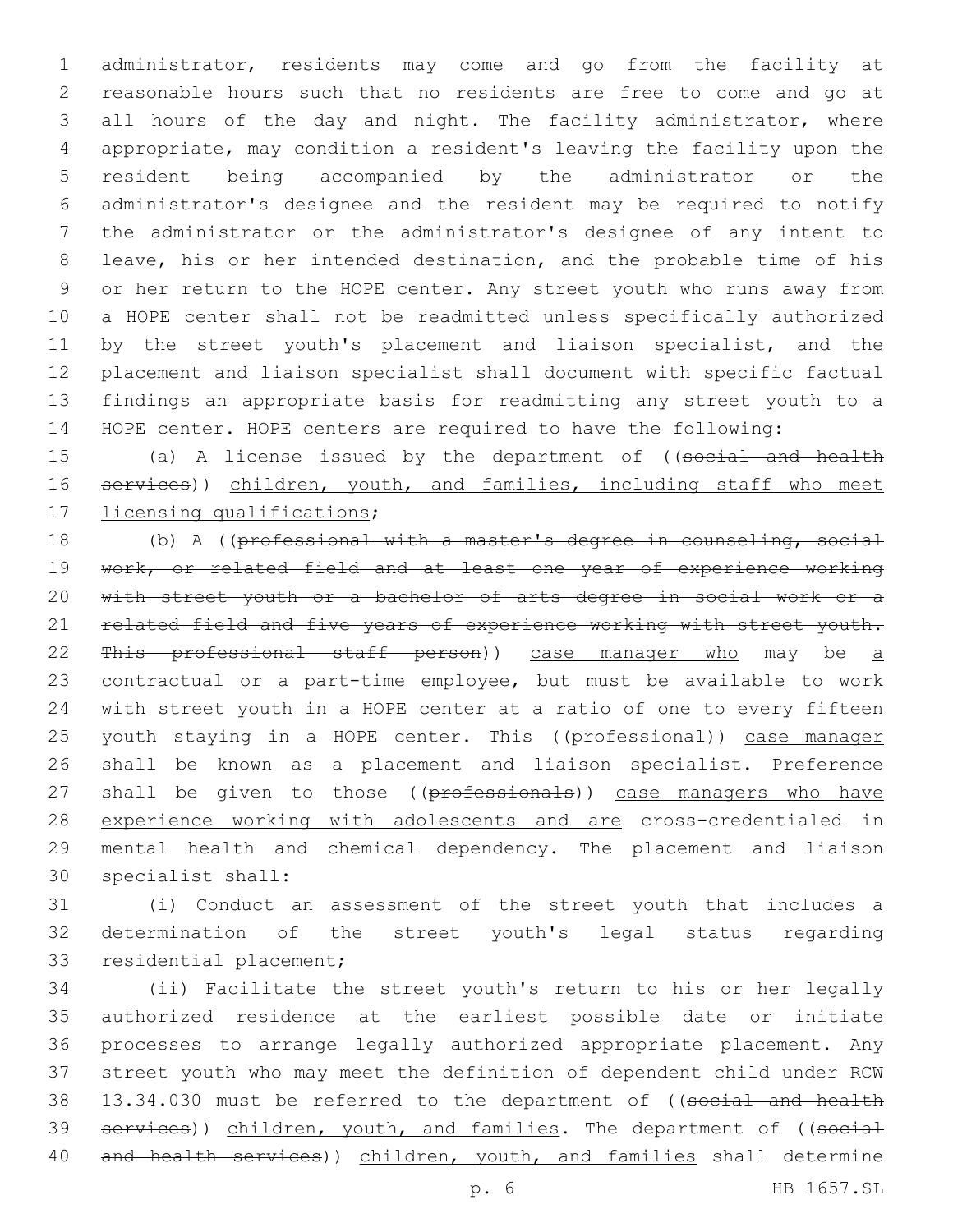administrator, residents may come and go from the facility at reasonable hours such that no residents are free to come and go at all hours of the day and night. The facility administrator, where appropriate, may condition a resident's leaving the facility upon the resident being accompanied by the administrator or the administrator's designee and the resident may be required to notify the administrator or the administrator's designee of any intent to leave, his or her intended destination, and the probable time of his or her return to the HOPE center. Any street youth who runs away from a HOPE center shall not be readmitted unless specifically authorized by the street youth's placement and liaison specialist, and the placement and liaison specialist shall document with specific factual findings an appropriate basis for readmitting any street youth to a HOPE center. HOPE centers are required to have the following:

(a) A license issued by the department of ((~~social and health services~~)) <u>children, youth, and families, including staff who meet licensing qualifications</u>;

(b) A ((~~professional with a master's degree in counseling, social work, or related field and at least one year of experience working with street youth or a bachelor of arts degree in social work or a related field and five years of experience working with street youth. This professional staff person~~)) <u>case manager who</u> may be <u>a</u> contractual or a part-time employee, but must be available to work with street youth in a HOPE center at a ratio of one to every fifteen youth staying in a HOPE center. This ((~~professional~~)) <u>case manager</u> shall be known as a placement and liaison specialist. Preference shall be given to those ((~~professionals~~)) <u>case managers who have experience working with adolescents and are</u> cross-credentialed in mental health and chemical dependency. The placement and liaison specialist shall:

(i) Conduct an assessment of the street youth that includes a determination of the street youth's legal status regarding residential placement;

(ii) Facilitate the street youth's return to his or her legally authorized residence at the earliest possible date or initiate processes to arrange legally authorized appropriate placement. Any street youth who may meet the definition of dependent child under RCW 13.34.030 must be referred to the department of ((~~social and health services~~)) <u>children, youth, and families</u>. The department of ((~~social and health services~~)) <u>children, youth, and families</u> shall determine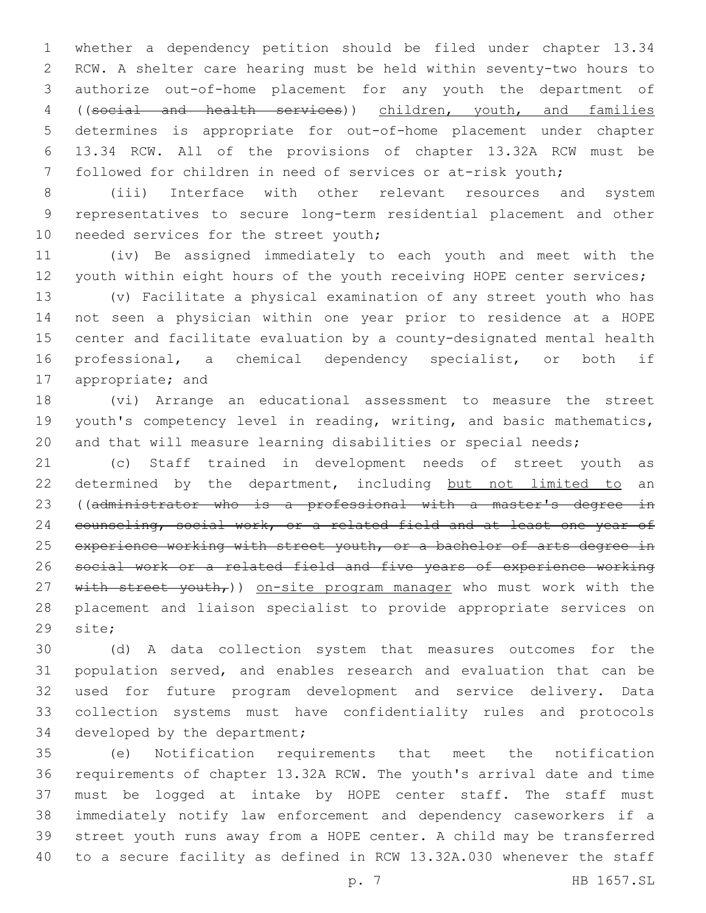whether a dependency petition should be filed under chapter 13.34 RCW. A shelter care hearing must be held within seventy-two hours to authorize out-of-home placement for any youth the department of ((~~social and health services~~)) <u>children, youth, and families</u> determines is appropriate for out-of-home placement under chapter 13.34 RCW. All of the provisions of chapter 13.32A RCW must be followed for children in need of services or at-risk youth;

(iii) Interface with other relevant resources and system representatives to secure long-term residential placement and other needed services for the street youth;

(iv) Be assigned immediately to each youth and meet with the youth within eight hours of the youth receiving HOPE center services;

(v) Facilitate a physical examination of any street youth who has not seen a physician within one year prior to residence at a HOPE center and facilitate evaluation by a county-designated mental health professional, a chemical dependency specialist, or both if appropriate; and

(vi) Arrange an educational assessment to measure the street youth's competency level in reading, writing, and basic mathematics, and that will measure learning disabilities or special needs;

(c) Staff trained in development needs of street youth as determined by the department, including <u>but not limited to</u> an ((~~administrator who is a professional with a master's degree in counseling, social work, or a related field and at least one year of experience working with street youth, or a bachelor of arts degree in social work or a related field and five years of experience working with street youth,~~)) <u>on-site program manager</u> who must work with the placement and liaison specialist to provide appropriate services on site;

(d) A data collection system that measures outcomes for the population served, and enables research and evaluation that can be used for future program development and service delivery. Data collection systems must have confidentiality rules and protocols developed by the department;

(e) Notification requirements that meet the notification requirements of chapter 13.32A RCW. The youth's arrival date and time must be logged at intake by HOPE center staff. The staff must immediately notify law enforcement and dependency caseworkers if a street youth runs away from a HOPE center. A child may be transferred to a secure facility as defined in RCW 13.32A.030 whenever the staff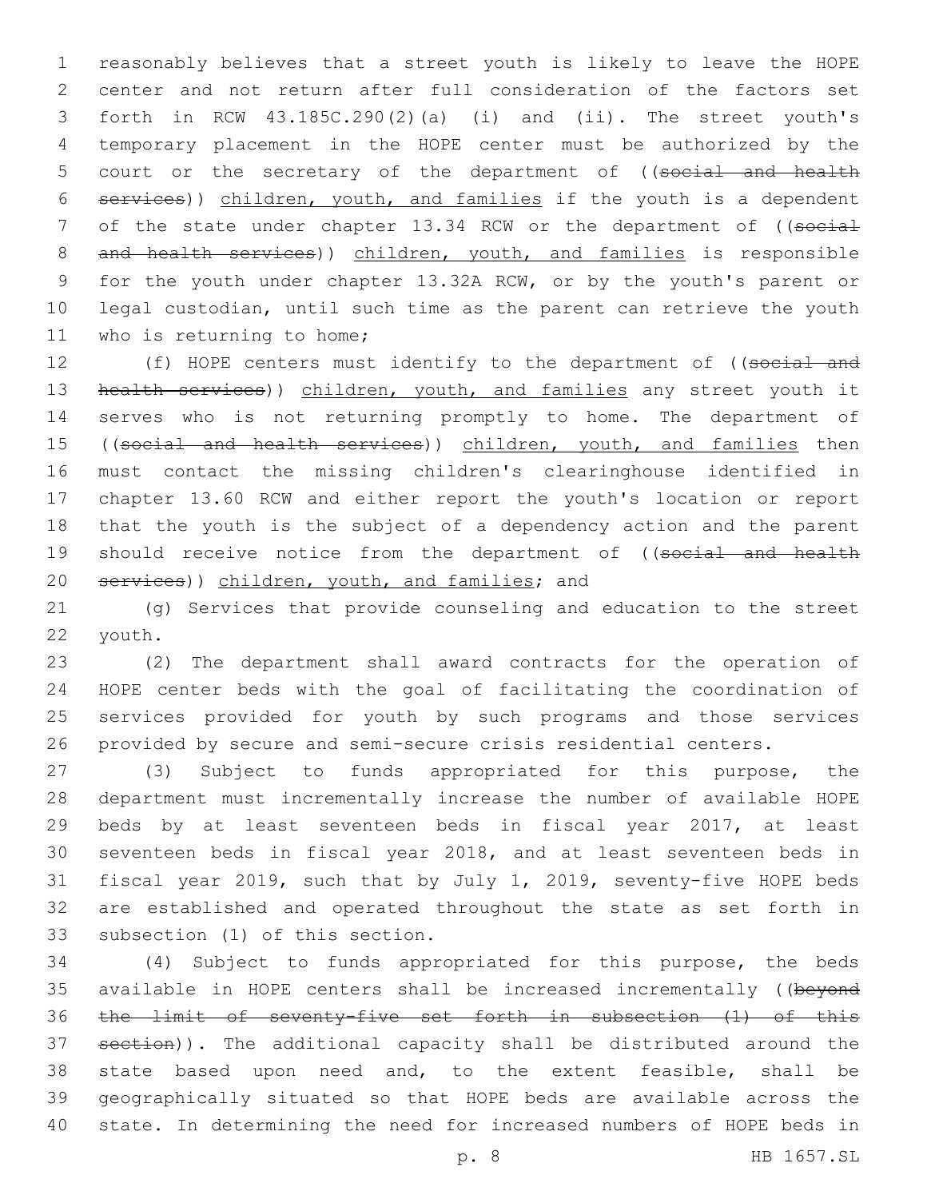reasonably believes that a street youth is likely to leave the HOPE center and not return after full consideration of the factors set forth in RCW 43.185C.290(2)(a) (i) and (ii). The street youth's temporary placement in the HOPE center must be authorized by the court or the secretary of the department of ((~~social and health services~~)) children, youth, and families if the youth is a dependent of the state under chapter 13.34 RCW or the department of ((~~social and health services~~)) children, youth, and families is responsible for the youth under chapter 13.32A RCW, or by the youth's parent or legal custodian, until such time as the parent can retrieve the youth who is returning to home;

(f) HOPE centers must identify to the department of ((~~social and health services~~)) children, youth, and families any street youth it serves who is not returning promptly to home. The department of ((~~social and health services~~)) children, youth, and families then must contact the missing children's clearinghouse identified in chapter 13.60 RCW and either report the youth's location or report that the youth is the subject of a dependency action and the parent should receive notice from the department of ((~~social and health services~~)) children, youth, and families; and

(g) Services that provide counseling and education to the street youth.

(2) The department shall award contracts for the operation of HOPE center beds with the goal of facilitating the coordination of services provided for youth by such programs and those services provided by secure and semi-secure crisis residential centers.

(3) Subject to funds appropriated for this purpose, the department must incrementally increase the number of available HOPE beds by at least seventeen beds in fiscal year 2017, at least seventeen beds in fiscal year 2018, and at least seventeen beds in fiscal year 2019, such that by July 1, 2019, seventy-five HOPE beds are established and operated throughout the state as set forth in subsection (1) of this section.

(4) Subject to funds appropriated for this purpose, the beds available in HOPE centers shall be increased incrementally ((~~beyond the limit of seventy-five set forth in subsection (1) of this section~~)). The additional capacity shall be distributed around the state based upon need and, to the extent feasible, shall be geographically situated so that HOPE beds are available across the state. In determining the need for increased numbers of HOPE beds in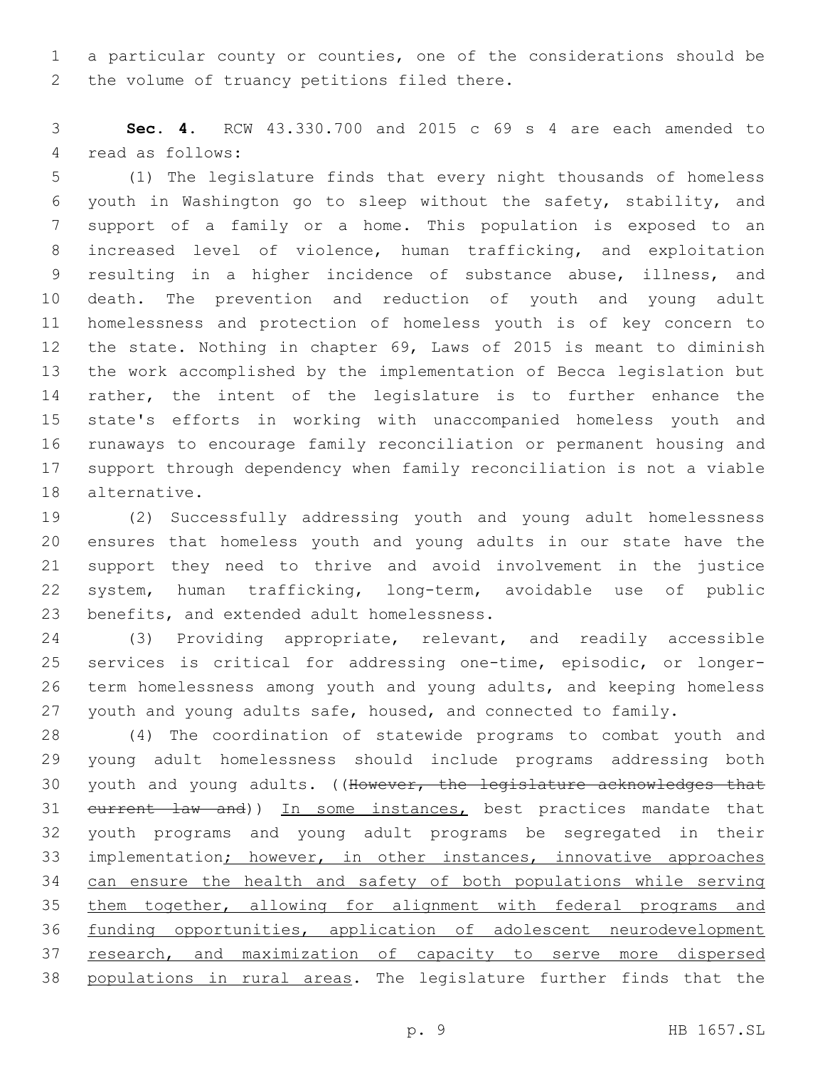a particular county or counties, one of the considerations should be the volume of truancy petitions filed there.

**Sec. 4.** RCW 43.330.700 and 2015 c 69 s 4 are each amended to read as follows:

(1) The legislature finds that every night thousands of homeless youth in Washington go to sleep without the safety, stability, and support of a family or a home. This population is exposed to an increased level of violence, human trafficking, and exploitation resulting in a higher incidence of substance abuse, illness, and death. The prevention and reduction of youth and young adult homelessness and protection of homeless youth is of key concern to the state. Nothing in chapter 69, Laws of 2015 is meant to diminish the work accomplished by the implementation of Becca legislation but rather, the intent of the legislature is to further enhance the state's efforts in working with unaccompanied homeless youth and runaways to encourage family reconciliation or permanent housing and support through dependency when family reconciliation is not a viable alternative.

(2) Successfully addressing youth and young adult homelessness ensures that homeless youth and young adults in our state have the support they need to thrive and avoid involvement in the justice system, human trafficking, long-term, avoidable use of public benefits, and extended adult homelessness.

(3) Providing appropriate, relevant, and readily accessible services is critical for addressing one-time, episodic, or longer-term homelessness among youth and young adults, and keeping homeless youth and young adults safe, housed, and connected to family.

(4) The coordination of statewide programs to combat youth and young adult homelessness should include programs addressing both youth and young adults. ((~~However, the legislature acknowledges that current law and~~)) <u>In some instances,</u> best practices mandate that youth programs and young adult programs be segregated in their implementation<u>; however, in other instances, innovative approaches can ensure the health and safety of both populations while serving them together, allowing for alignment with federal programs and funding opportunities, application of adolescent neurodevelopment research, and maximization of capacity to serve more dispersed populations in rural areas</u>. The legislature further finds that the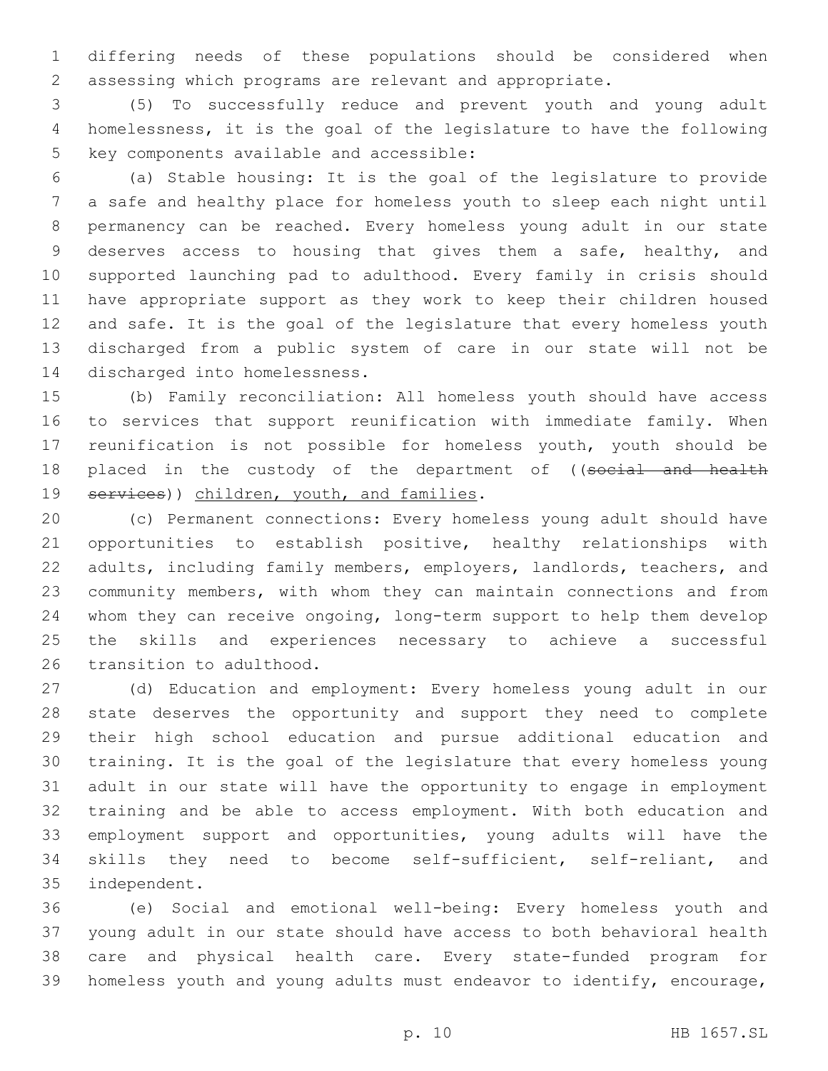differing needs of these populations should be considered when assessing which programs are relevant and appropriate.

(5) To successfully reduce and prevent youth and young adult homelessness, it is the goal of the legislature to have the following key components available and accessible:

(a) Stable housing: It is the goal of the legislature to provide a safe and healthy place for homeless youth to sleep each night until permanency can be reached. Every homeless young adult in our state deserves access to housing that gives them a safe, healthy, and supported launching pad to adulthood. Every family in crisis should have appropriate support as they work to keep their children housed and safe. It is the goal of the legislature that every homeless youth discharged from a public system of care in our state will not be discharged into homelessness.

(b) Family reconciliation: All homeless youth should have access to services that support reunification with immediate family. When reunification is not possible for homeless youth, youth should be placed in the custody of the department of ((~~social and health services~~)) <u>children, youth, and families</u>.

(c) Permanent connections: Every homeless young adult should have opportunities to establish positive, healthy relationships with adults, including family members, employers, landlords, teachers, and community members, with whom they can maintain connections and from whom they can receive ongoing, long-term support to help them develop the skills and experiences necessary to achieve a successful transition to adulthood.

(d) Education and employment: Every homeless young adult in our state deserves the opportunity and support they need to complete their high school education and pursue additional education and training. It is the goal of the legislature that every homeless young adult in our state will have the opportunity to engage in employment training and be able to access employment. With both education and employment support and opportunities, young adults will have the skills they need to become self-sufficient, self-reliant, and independent.

(e) Social and emotional well-being: Every homeless youth and young adult in our state should have access to both behavioral health care and physical health care. Every state-funded program for homeless youth and young adults must endeavor to identify, encourage,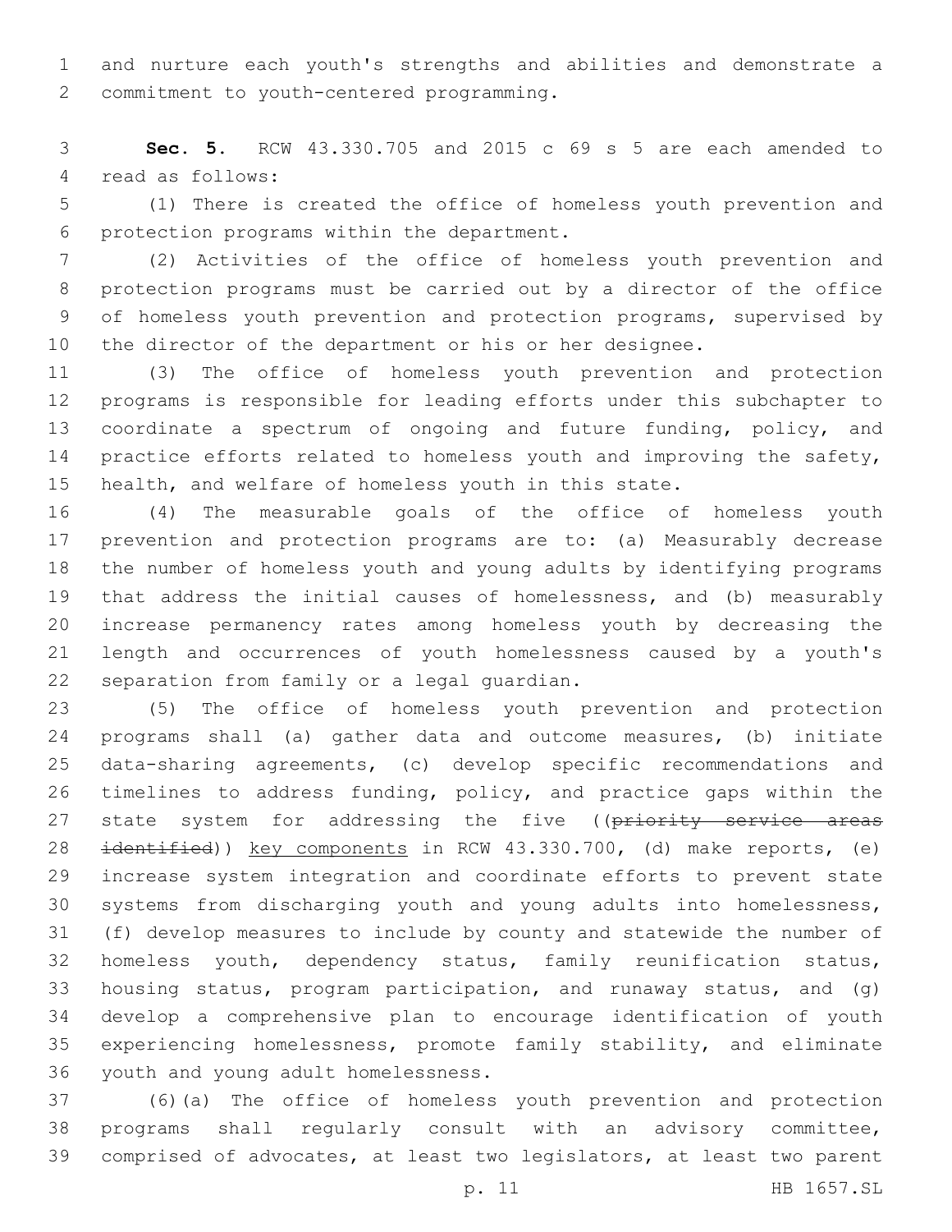and nurture each youth's strengths and abilities and demonstrate a commitment to youth-centered programming.

**Sec. 5.** RCW 43.330.705 and 2015 c 69 s 5 are each amended to read as follows:

(1) There is created the office of homeless youth prevention and protection programs within the department.

(2) Activities of the office of homeless youth prevention and protection programs must be carried out by a director of the office of homeless youth prevention and protection programs, supervised by the director of the department or his or her designee.

(3) The office of homeless youth prevention and protection programs is responsible for leading efforts under this subchapter to coordinate a spectrum of ongoing and future funding, policy, and practice efforts related to homeless youth and improving the safety, health, and welfare of homeless youth in this state.

(4) The measurable goals of the office of homeless youth prevention and protection programs are to: (a) Measurably decrease the number of homeless youth and young adults by identifying programs that address the initial causes of homelessness, and (b) measurably increase permanency rates among homeless youth by decreasing the length and occurrences of youth homelessness caused by a youth's separation from family or a legal guardian.

(5) The office of homeless youth prevention and protection programs shall (a) gather data and outcome measures, (b) initiate data-sharing agreements, (c) develop specific recommendations and timelines to address funding, policy, and practice gaps within the state system for addressing the five ((~~priority service areas identified~~)) <u>key components</u> in RCW 43.330.700, (d) make reports, (e) increase system integration and coordinate efforts to prevent state systems from discharging youth and young adults into homelessness, (f) develop measures to include by county and statewide the number of homeless youth, dependency status, family reunification status, housing status, program participation, and runaway status, and (g) develop a comprehensive plan to encourage identification of youth experiencing homelessness, promote family stability, and eliminate youth and young adult homelessness.

(6)(a) The office of homeless youth prevention and protection programs shall regularly consult with an advisory committee, comprised of advocates, at least two legislators, at least two parent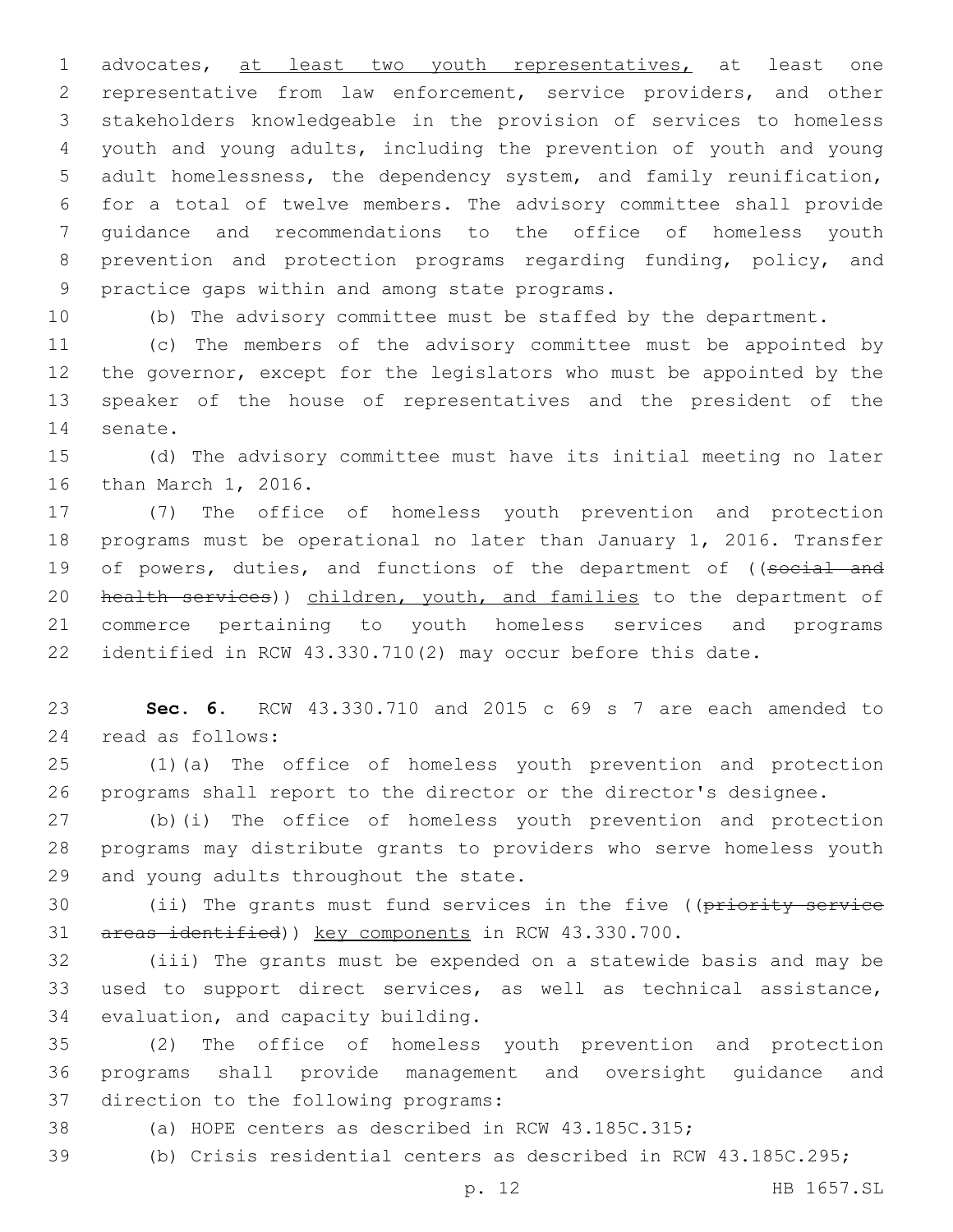advocates, <u>at least two youth representatives,</u> at least one representative from law enforcement, service providers, and other stakeholders knowledgeable in the provision of services to homeless youth and young adults, including the prevention of youth and young adult homelessness, the dependency system, and family reunification, for a total of twelve members. The advisory committee shall provide guidance and recommendations to the office of homeless youth prevention and protection programs regarding funding, policy, and practice gaps within and among state programs.

(b) The advisory committee must be staffed by the department.

(c) The members of the advisory committee must be appointed by the governor, except for the legislators who must be appointed by the speaker of the house of representatives and the president of the senate.

(d) The advisory committee must have its initial meeting no later than March 1, 2016.

(7) The office of homeless youth prevention and protection programs must be operational no later than January 1, 2016. Transfer of powers, duties, and functions of the department of ((~~social and health services~~)) <u>children, youth, and families</u> to the department of commerce pertaining to youth homeless services and programs identified in RCW 43.330.710(2) may occur before this date.

**Sec. 6.** RCW 43.330.710 and 2015 c 69 s 7 are each amended to read as follows:

(1)(a) The office of homeless youth prevention and protection programs shall report to the director or the director's designee.

(b)(i) The office of homeless youth prevention and protection programs may distribute grants to providers who serve homeless youth and young adults throughout the state.

(ii) The grants must fund services in the five ((~~priority service areas identified~~)) <u>key components</u> in RCW 43.330.700.

(iii) The grants must be expended on a statewide basis and may be used to support direct services, as well as technical assistance, evaluation, and capacity building.

(2) The office of homeless youth prevention and protection programs shall provide management and oversight guidance and direction to the following programs:

(a) HOPE centers as described in RCW 43.185C.315;

(b) Crisis residential centers as described in RCW 43.185C.295;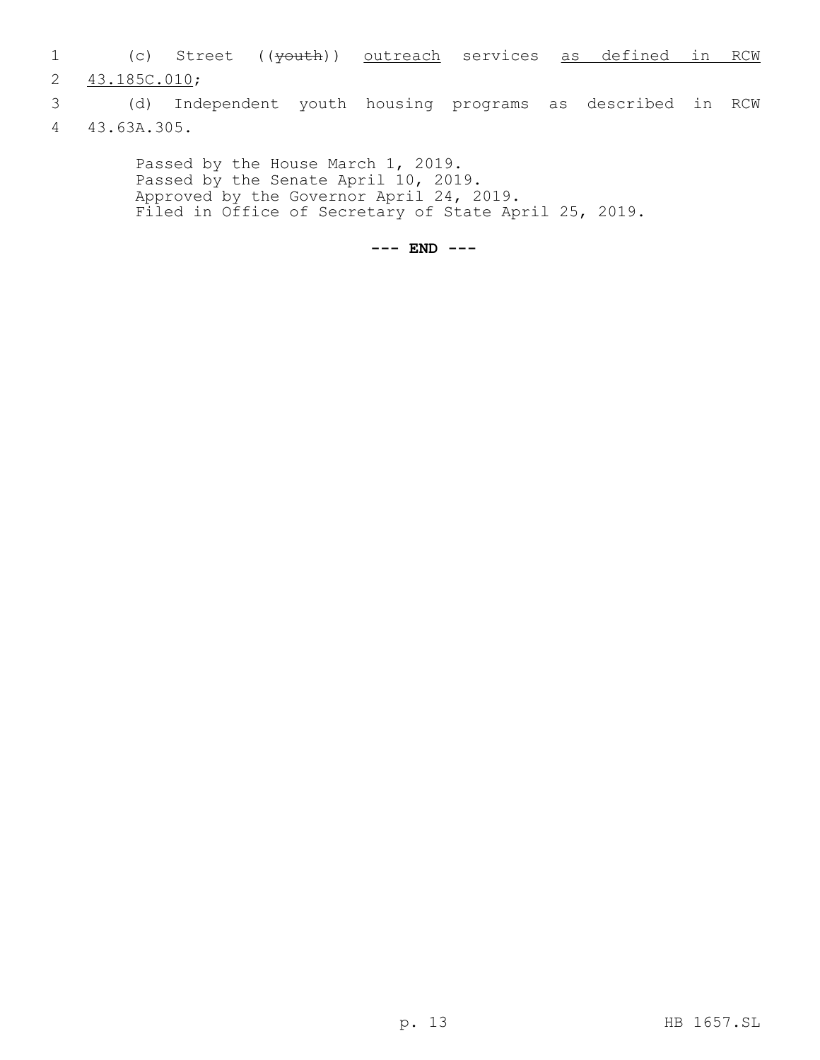(c) Street ((~~youth~~)) outreach services as defined in RCW 43.185C.010;

(d) Independent youth housing programs as described in RCW 43.63A.305.

Passed by the House March 1, 2019.
Passed by the Senate April 10, 2019.
Approved by the Governor April 24, 2019.
Filed in Office of Secretary of State April 25, 2019.

**--- END ---**